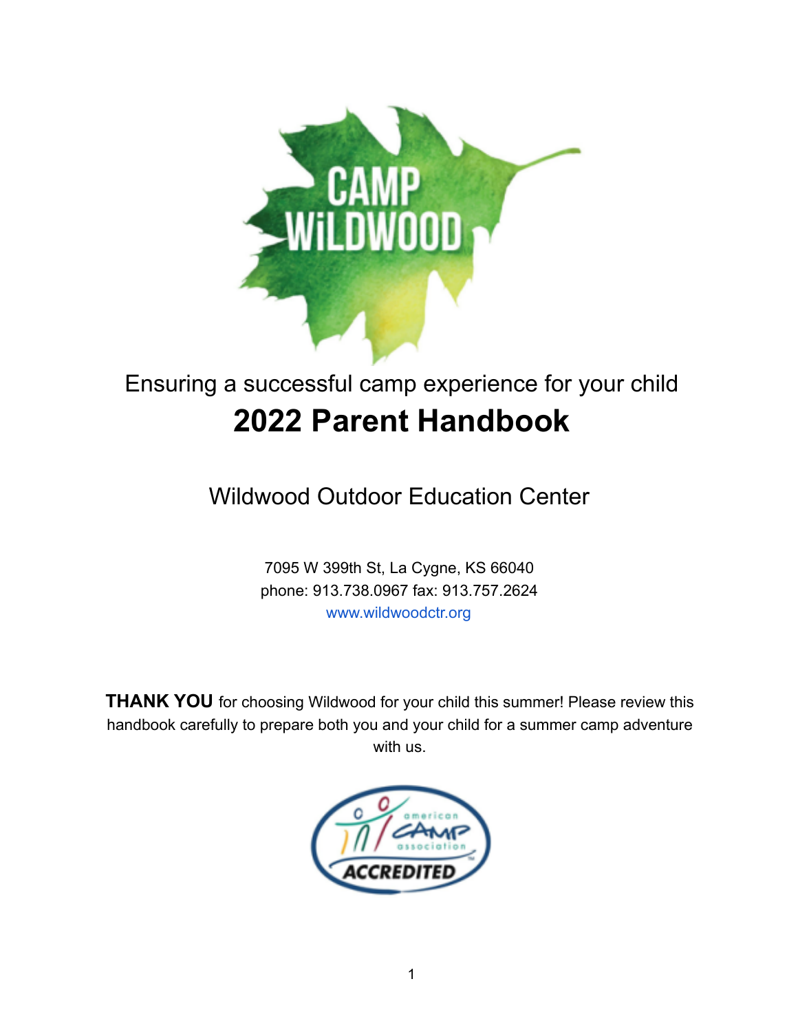CAMP WiLDWOOD

Ensuring a successful camp experience for your child

# 2022 Parent Handbook

## Wildwood Outdoor Education Center

7095 W 399th St, La Cygne, KS 66040
phone: 913.738.0967 fax: 913.757.2624
www.wildwoodctr.org

**THANK YOU** for choosing Wildwood for your child this summer! Please review this handbook carefully to prepare both you and your child for a summer camp adventure with us.

american CAMP association ACCREDITED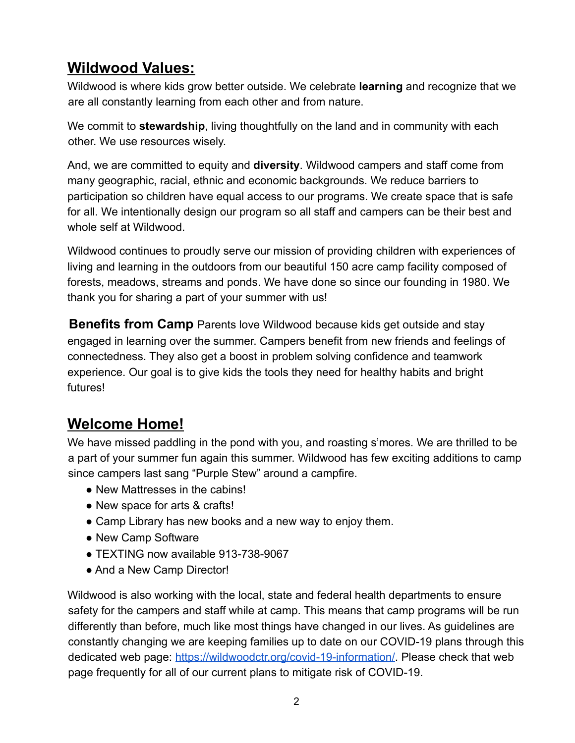## Wildwood Values:

Wildwood is where kids grow better outside. We celebrate **learning** and recognize that we are all constantly learning from each other and from nature.

We commit to **stewardship**, living thoughtfully on the land and in community with each other. We use resources wisely.

And, we are committed to equity and **diversity**. Wildwood campers and staff come from many geographic, racial, ethnic and economic backgrounds. We reduce barriers to participation so children have equal access to our programs. We create space that is safe for all. We intentionally design our program so all staff and campers can be their best and whole self at Wildwood.

Wildwood continues to proudly serve our mission of providing children with experiences of living and learning in the outdoors from our beautiful 150 acre camp facility composed of forests, meadows, streams and ponds. We have done so since our founding in 1980. We thank you for sharing a part of your summer with us!

**Benefits from Camp** Parents love Wildwood because kids get outside and stay engaged in learning over the summer. Campers benefit from new friends and feelings of connectedness. They also get a boost in problem solving confidence and teamwork experience. Our goal is to give kids the tools they need for healthy habits and bright futures!

## Welcome Home!

We have missed paddling in the pond with you, and roasting s'mores. We are thrilled to be a part of your summer fun again this summer. Wildwood has few exciting additions to camp since campers last sang "Purple Stew" around a campfire.

- New Mattresses in the cabins!
- New space for arts & crafts!
- Camp Library has new books and a new way to enjoy them.
- New Camp Software
- TEXTING now available 913-738-9067
- And a New Camp Director!

Wildwood is also working with the local, state and federal health departments to ensure safety for the campers and staff while at camp. This means that camp programs will be run differently than before, much like most things have changed in our lives. As guidelines are constantly changing we are keeping families up to date on our COVID-19 plans through this dedicated web page: https://wildwoodctr.org/covid-19-information/. Please check that web page frequently for all of our current plans to mitigate risk of COVID-19.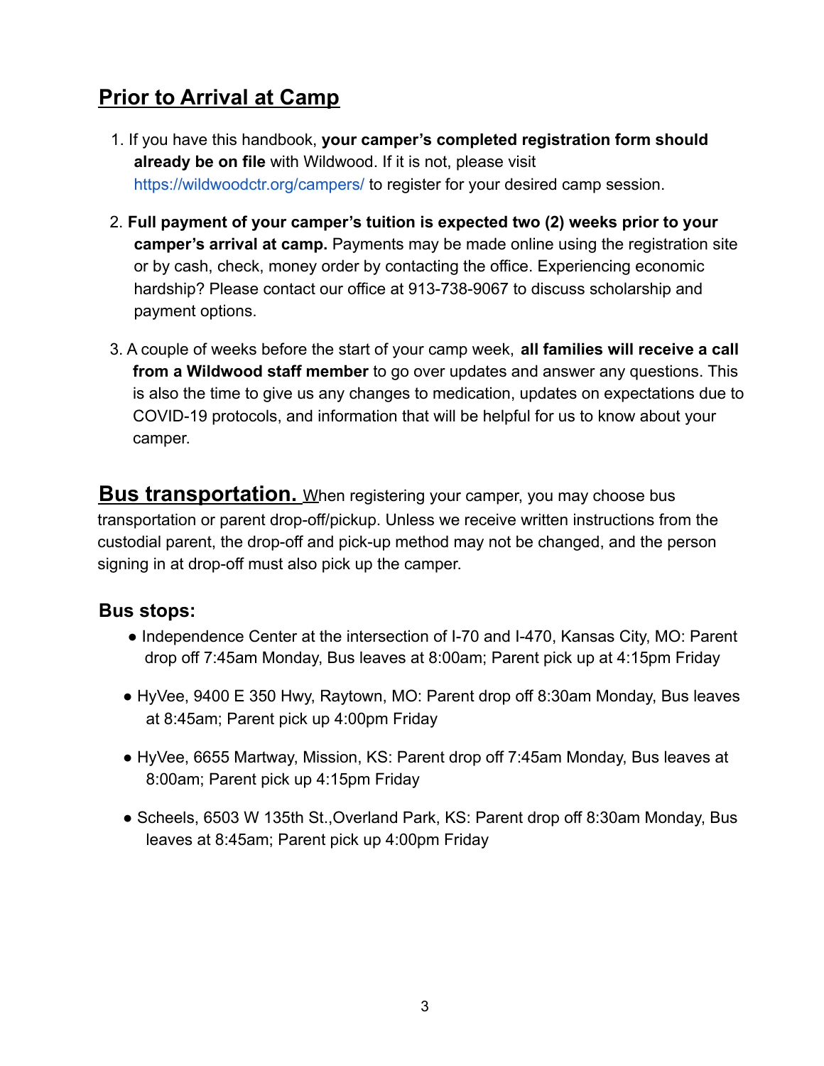## Prior to Arrival at Camp

1. If you have this handbook, **your camper's completed registration form should already be on file** with Wildwood. If it is not, please visit https://wildwoodctr.org/campers/ to register for your desired camp session.

2. **Full payment of your camper's tuition is expected two (2) weeks prior to your camper's arrival at camp.** Payments may be made online using the registration site or by cash, check, money order by contacting the office. Experiencing economic hardship? Please contact our office at 913-738-9067 to discuss scholarship and payment options.

3. A couple of weeks before the start of your camp week, **all families will receive a call from a Wildwood staff member** to go over updates and answer any questions. This is also the time to give us any changes to medication, updates on expectations due to COVID-19 protocols, and information that will be helpful for us to know about your camper.

**Bus transportation.** When registering your camper, you may choose bus transportation or parent drop-off/pickup. Unless we receive written instructions from the custodial parent, the drop-off and pick-up method may not be changed, and the person signing in at drop-off must also pick up the camper.

### Bus stops:

- Independence Center at the intersection of I-70 and I-470, Kansas City, MO: Parent drop off 7:45am Monday, Bus leaves at 8:00am; Parent pick up at 4:15pm Friday
- HyVee, 9400 E 350 Hwy, Raytown, MO: Parent drop off 8:30am Monday, Bus leaves at 8:45am; Parent pick up 4:00pm Friday
- HyVee, 6655 Martway, Mission, KS: Parent drop off 7:45am Monday, Bus leaves at 8:00am; Parent pick up 4:15pm Friday
- Scheels, 6503 W 135th St.,Overland Park, KS: Parent drop off 8:30am Monday, Bus leaves at 8:45am; Parent pick up 4:00pm Friday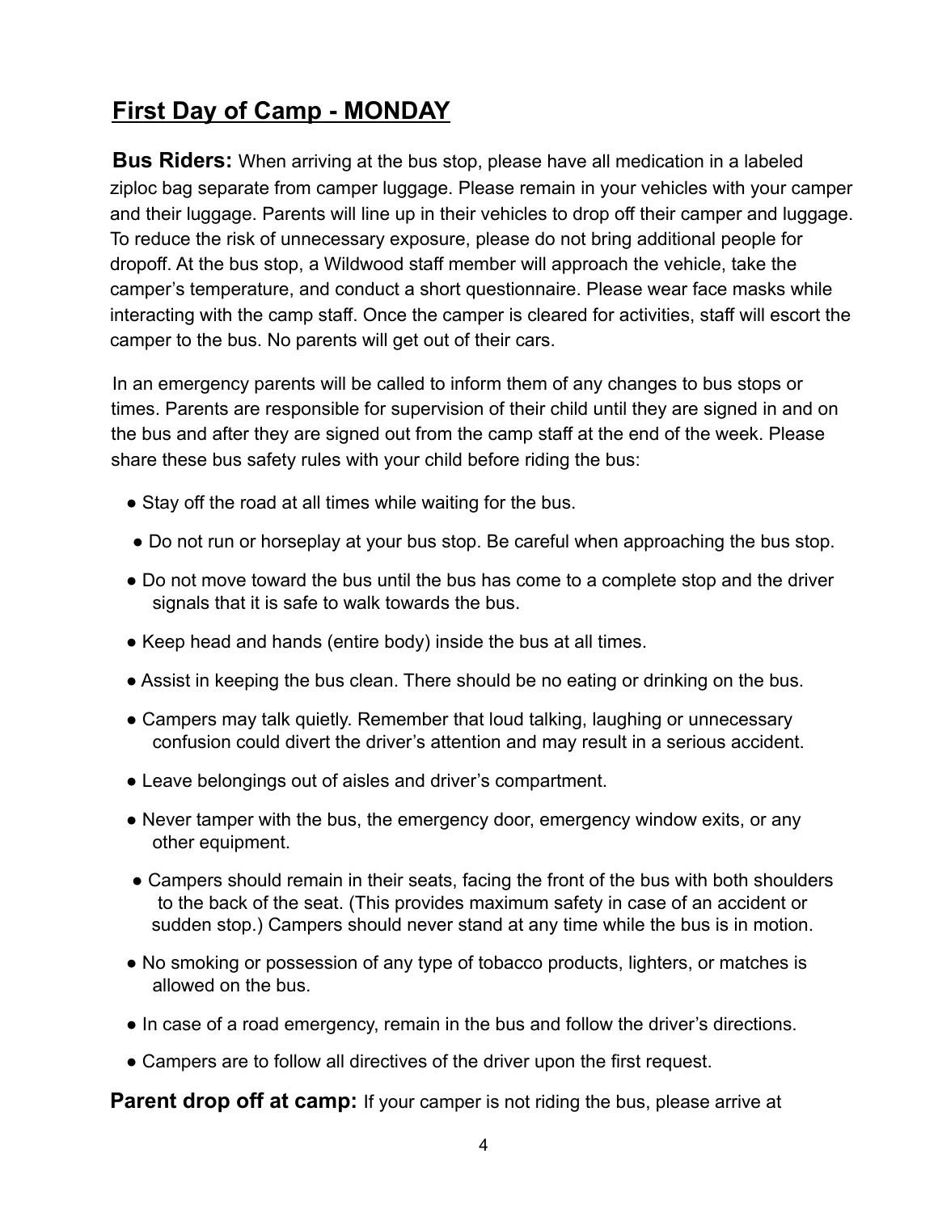## First Day of Camp - MONDAY

**Bus Riders:** When arriving at the bus stop, please have all medication in a labeled ziploc bag separate from camper luggage. Please remain in your vehicles with your camper and their luggage. Parents will line up in their vehicles to drop off their camper and luggage. To reduce the risk of unnecessary exposure, please do not bring additional people for dropoff. At the bus stop, a Wildwood staff member will approach the vehicle, take the camper's temperature, and conduct a short questionnaire. Please wear face masks while interacting with the camp staff. Once the camper is cleared for activities, staff will escort the camper to the bus. No parents will get out of their cars.

In an emergency parents will be called to inform them of any changes to bus stops or times. Parents are responsible for supervision of their child until they are signed in and on the bus and after they are signed out from the camp staff at the end of the week. Please share these bus safety rules with your child before riding the bus:

- Stay off the road at all times while waiting for the bus.
- Do not run or horseplay at your bus stop. Be careful when approaching the bus stop.
- Do not move toward the bus until the bus has come to a complete stop and the driver signals that it is safe to walk towards the bus.
- Keep head and hands (entire body) inside the bus at all times.
- Assist in keeping the bus clean. There should be no eating or drinking on the bus.
- Campers may talk quietly. Remember that loud talking, laughing or unnecessary confusion could divert the driver's attention and may result in a serious accident.
- Leave belongings out of aisles and driver's compartment.
- Never tamper with the bus, the emergency door, emergency window exits, or any other equipment.
- Campers should remain in their seats, facing the front of the bus with both shoulders to the back of the seat. (This provides maximum safety in case of an accident or sudden stop.) Campers should never stand at any time while the bus is in motion.
- No smoking or possession of any type of tobacco products, lighters, or matches is allowed on the bus.
- In case of a road emergency, remain in the bus and follow the driver's directions.
- Campers are to follow all directives of the driver upon the first request.

**Parent drop off at camp:** If your camper is not riding the bus, please arrive at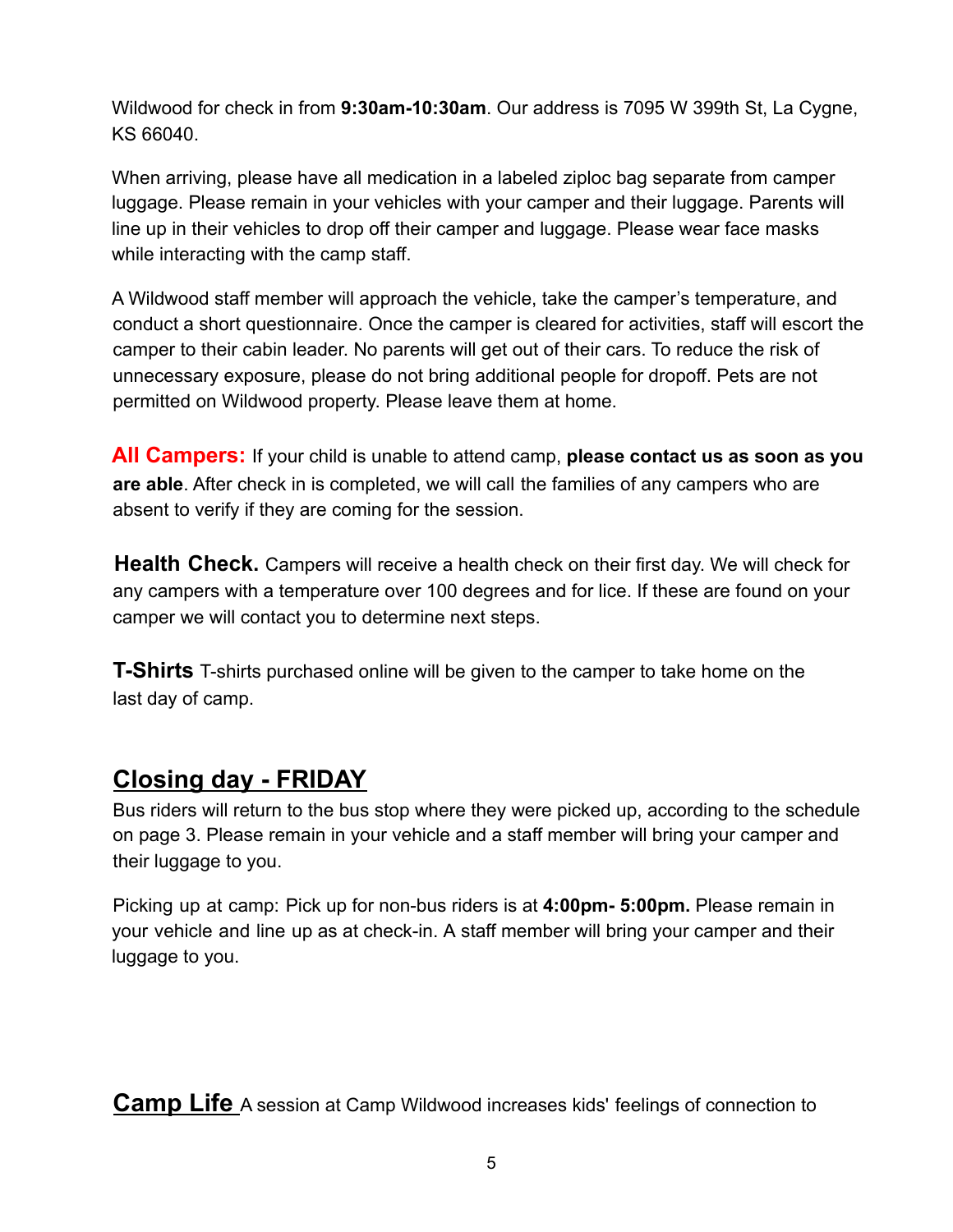Wildwood for check in from **9:30am-10:30am**. Our address is 7095 W 399th St, La Cygne, KS 66040.

When arriving, please have all medication in a labeled ziploc bag separate from camper luggage. Please remain in your vehicles with your camper and their luggage. Parents will line up in their vehicles to drop off their camper and luggage. Please wear face masks while interacting with the camp staff.

A Wildwood staff member will approach the vehicle, take the camper's temperature, and conduct a short questionnaire. Once the camper is cleared for activities, staff will escort the camper to their cabin leader. No parents will get out of their cars. To reduce the risk of unnecessary exposure, please do not bring additional people for dropoff. Pets are not permitted on Wildwood property. Please leave them at home.

**All Campers:** If your child is unable to attend camp, **please contact us as soon as you are able**. After check in is completed, we will call the families of any campers who are absent to verify if they are coming for the session.

**Health Check.** Campers will receive a health check on their first day. We will check for any campers with a temperature over 100 degrees and for lice. If these are found on your camper we will contact you to determine next steps.

**T-Shirts** T-shirts purchased online will be given to the camper to take home on the last day of camp.

## Closing day - FRIDAY

Bus riders will return to the bus stop where they were picked up, according to the schedule on page 3. Please remain in your vehicle and a staff member will bring your camper and their luggage to you.

Picking up at camp: Pick up for non-bus riders is at **4:00pm- 5:00pm.** Please remain in your vehicle and line up as at check-in. A staff member will bring your camper and their luggage to you.

## Camp Life

A session at Camp Wildwood increases kids' feelings of connection to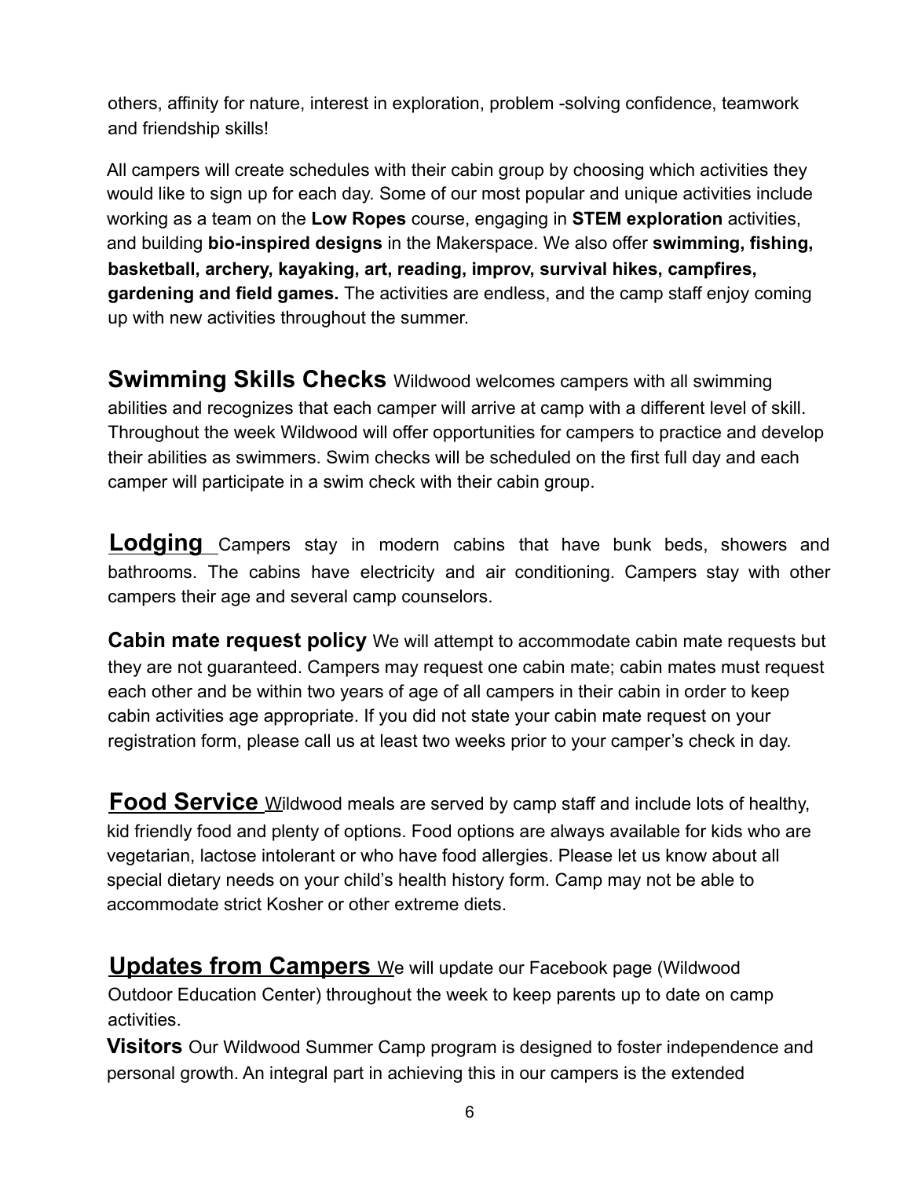others, affinity for nature, interest in exploration, problem -solving confidence, teamwork and friendship skills!

All campers will create schedules with their cabin group by choosing which activities they would like to sign up for each day. Some of our most popular and unique activities include working as a team on the **Low Ropes** course, engaging in **STEM exploration** activities, and building **bio-inspired designs** in the Makerspace. We also offer **swimming, fishing, basketball, archery, kayaking, art, reading, improv, survival hikes, campfires, gardening and field games.** The activities are endless, and the camp staff enjoy coming up with new activities throughout the summer.

**Swimming Skills Checks** Wildwood welcomes campers with all swimming abilities and recognizes that each camper will arrive at camp with a different level of skill. Throughout the week Wildwood will offer opportunities for campers to practice and develop their abilities as swimmers. Swim checks will be scheduled on the first full day and each camper will participate in a swim check with their cabin group.

**Lodging** Campers stay in modern cabins that have bunk beds, showers and bathrooms. The cabins have electricity and air conditioning. Campers stay with other campers their age and several camp counselors.

**Cabin mate request policy** We will attempt to accommodate cabin mate requests but they are not guaranteed. Campers may request one cabin mate; cabin mates must request each other and be within two years of age of all campers in their cabin in order to keep cabin activities age appropriate. If you did not state your cabin mate request on your registration form, please call us at least two weeks prior to your camper's check in day.

**Food Service** Wildwood meals are served by camp staff and include lots of healthy, kid friendly food and plenty of options. Food options are always available for kids who are vegetarian, lactose intolerant or who have food allergies. Please let us know about all special dietary needs on your child's health history form. Camp may not be able to accommodate strict Kosher or other extreme diets.

**Updates from Campers** We will update our Facebook page (Wildwood Outdoor Education Center) throughout the week to keep parents up to date on camp activities.

**Visitors** Our Wildwood Summer Camp program is designed to foster independence and personal growth. An integral part in achieving this in our campers is the extended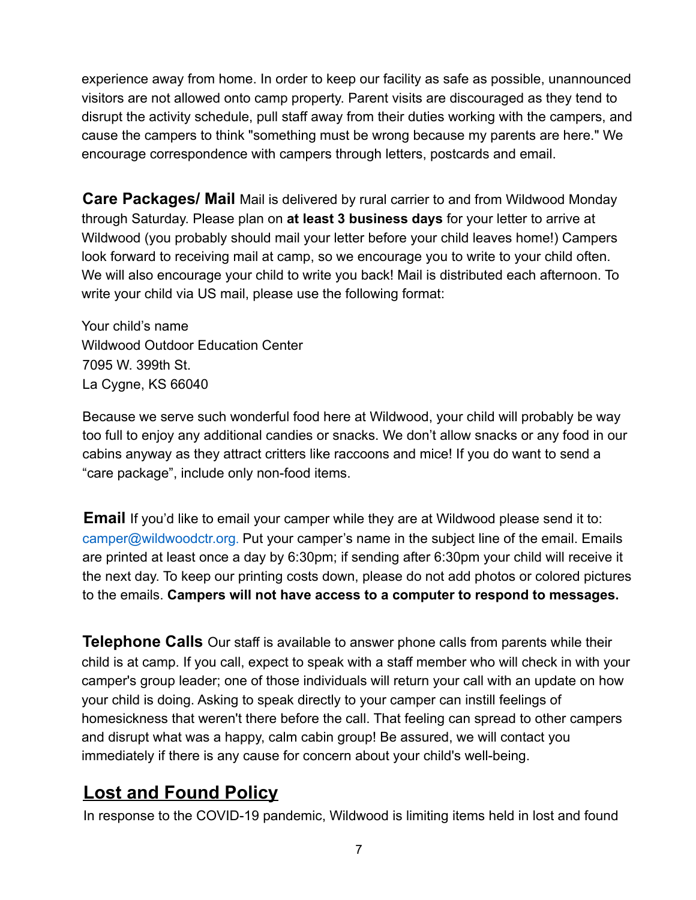experience away from home. In order to keep our facility as safe as possible, unannounced visitors are not allowed onto camp property. Parent visits are discouraged as they tend to disrupt the activity schedule, pull staff away from their duties working with the campers, and cause the campers to think "something must be wrong because my parents are here." We encourage correspondence with campers through letters, postcards and email.

**Care Packages/ Mail** Mail is delivered by rural carrier to and from Wildwood Monday through Saturday. Please plan on **at least 3 business days** for your letter to arrive at Wildwood (you probably should mail your letter before your child leaves home!) Campers look forward to receiving mail at camp, so we encourage you to write to your child often. We will also encourage your child to write you back! Mail is distributed each afternoon. To write your child via US mail, please use the following format:

Your child's name
Wildwood Outdoor Education Center
7095 W. 399th St.
La Cygne, KS 66040

Because we serve such wonderful food here at Wildwood, your child will probably be way too full to enjoy any additional candies or snacks. We don't allow snacks or any food in our cabins anyway as they attract critters like raccoons and mice! If you do want to send a "care package", include only non-food items.

**Email** If you'd like to email your camper while they are at Wildwood please send it to: camper@wildwoodctr.org. Put your camper's name in the subject line of the email. Emails are printed at least once a day by 6:30pm; if sending after 6:30pm your child will receive it the next day. To keep our printing costs down, please do not add photos or colored pictures to the emails. **Campers will not have access to a computer to respond to messages.**

**Telephone Calls** Our staff is available to answer phone calls from parents while their child is at camp. If you call, expect to speak with a staff member who will check in with your camper's group leader; one of those individuals will return your call with an update on how your child is doing. Asking to speak directly to your camper can instill feelings of homesickness that weren't there before the call. That feeling can spread to other campers and disrupt what was a happy, calm cabin group! Be assured, we will contact you immediately if there is any cause for concern about your child's well-being.

## Lost and Found Policy

In response to the COVID-19 pandemic, Wildwood is limiting items held in lost and found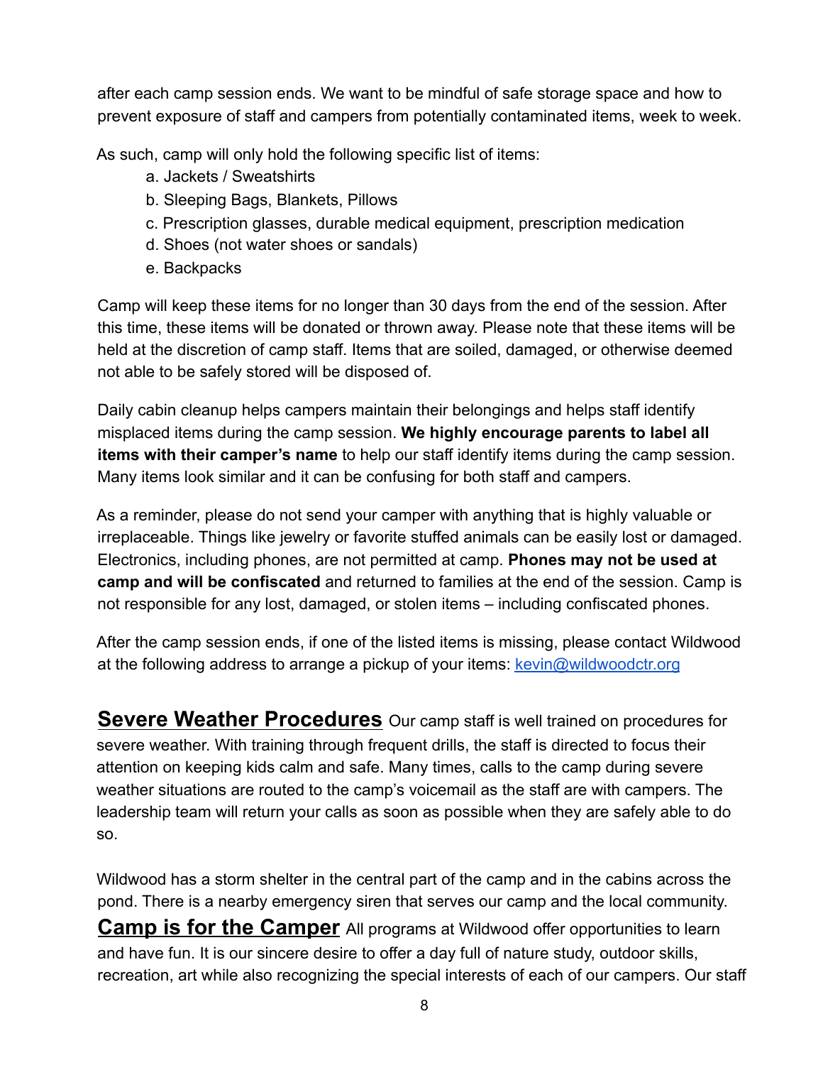after each camp session ends. We want to be mindful of safe storage space and how to prevent exposure of staff and campers from potentially contaminated items, week to week.

As such, camp will only hold the following specific list of items:

a. Jackets / Sweatshirts
b. Sleeping Bags, Blankets, Pillows
c. Prescription glasses, durable medical equipment, prescription medication
d. Shoes (not water shoes or sandals)
e. Backpacks

Camp will keep these items for no longer than 30 days from the end of the session. After this time, these items will be donated or thrown away. Please note that these items will be held at the discretion of camp staff. Items that are soiled, damaged, or otherwise deemed not able to be safely stored will be disposed of.

Daily cabin cleanup helps campers maintain their belongings and helps staff identify misplaced items during the camp session. **We highly encourage parents to label all items with their camper's name** to help our staff identify items during the camp session. Many items look similar and it can be confusing for both staff and campers.

As a reminder, please do not send your camper with anything that is highly valuable or irreplaceable. Things like jewelry or favorite stuffed animals can be easily lost or damaged. Electronics, including phones, are not permitted at camp. **Phones may not be used at camp and will be confiscated** and returned to families at the end of the session. Camp is not responsible for any lost, damaged, or stolen items – including confiscated phones.

After the camp session ends, if one of the listed items is missing, please contact Wildwood at the following address to arrange a pickup of your items: kevin@wildwoodctr.org

## Severe Weather Procedures

Our camp staff is well trained on procedures for severe weather. With training through frequent drills, the staff is directed to focus their attention on keeping kids calm and safe. Many times, calls to the camp during severe weather situations are routed to the camp's voicemail as the staff are with campers. The leadership team will return your calls as soon as possible when they are safely able to do so.

Wildwood has a storm shelter in the central part of the camp and in the cabins across the pond. There is a nearby emergency siren that serves our camp and the local community.

## Camp is for the Camper

All programs at Wildwood offer opportunities to learn and have fun. It is our sincere desire to offer a day full of nature study, outdoor skills, recreation, art while also recognizing the special interests of each of our campers. Our staff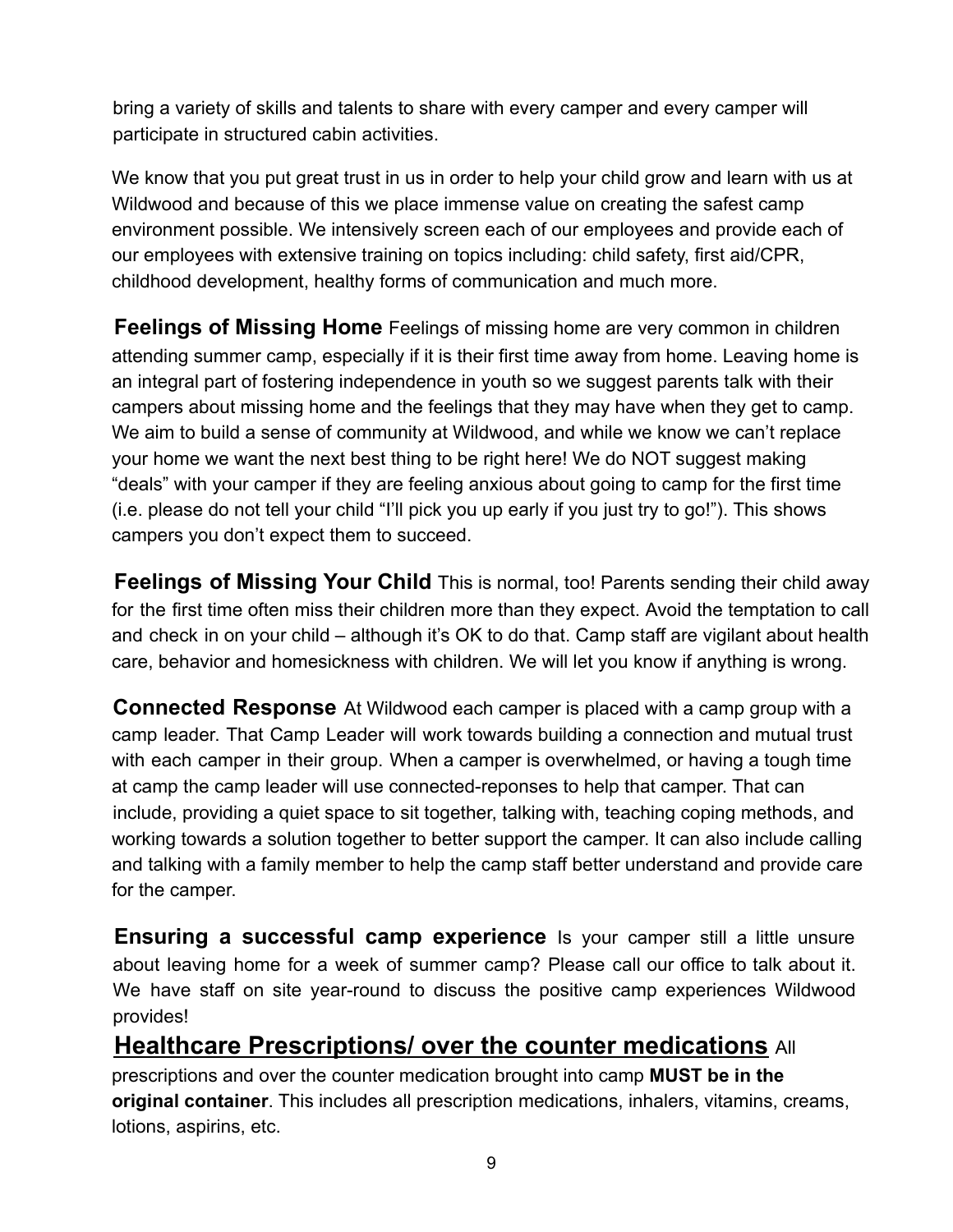bring a variety of skills and talents to share with every camper and every camper will participate in structured cabin activities.

We know that you put great trust in us in order to help your child grow and learn with us at Wildwood and because of this we place immense value on creating the safest camp environment possible. We intensively screen each of our employees and provide each of our employees with extensive training on topics including: child safety, first aid/CPR, childhood development, healthy forms of communication and much more.

**Feelings of Missing Home** Feelings of missing home are very common in children attending summer camp, especially if it is their first time away from home. Leaving home is an integral part of fostering independence in youth so we suggest parents talk with their campers about missing home and the feelings that they may have when they get to camp. We aim to build a sense of community at Wildwood, and while we know we can't replace your home we want the next best thing to be right here! We do NOT suggest making "deals" with your camper if they are feeling anxious about going to camp for the first time (i.e. please do not tell your child "I'll pick you up early if you just try to go!"). This shows campers you don't expect them to succeed.

**Feelings of Missing Your Child** This is normal, too! Parents sending their child away for the first time often miss their children more than they expect. Avoid the temptation to call and check in on your child – although it's OK to do that. Camp staff are vigilant about health care, behavior and homesickness with children. We will let you know if anything is wrong.

**Connected Response** At Wildwood each camper is placed with a camp group with a camp leader. That Camp Leader will work towards building a connection and mutual trust with each camper in their group. When a camper is overwhelmed, or having a tough time at camp the camp leader will use connected-reponses to help that camper. That can include, providing a quiet space to sit together, talking with, teaching coping methods, and working towards a solution together to better support the camper. It can also include calling and talking with a family member to help the camp staff better understand and provide care for the camper.

**Ensuring a successful camp experience** Is your camper still a little unsure about leaving home for a week of summer camp? Please call our office to talk about it. We have staff on site year-round to discuss the positive camp experiences Wildwood provides!

**<u>Healthcare Prescriptions/ over the counter medications</u>** All prescriptions and over the counter medication brought into camp **MUST be in the original container**. This includes all prescription medications, inhalers, vitamins, creams, lotions, aspirins, etc.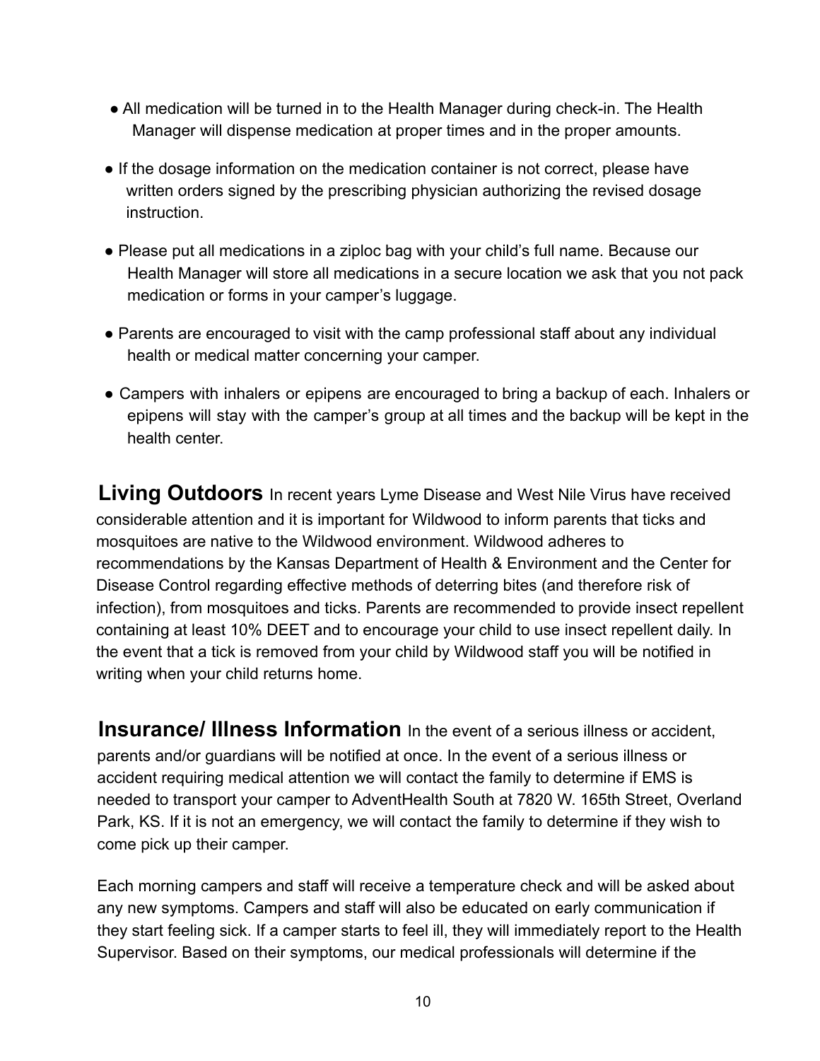- All medication will be turned in to the Health Manager during check-in. The Health Manager will dispense medication at proper times and in the proper amounts.
- If the dosage information on the medication container is not correct, please have written orders signed by the prescribing physician authorizing the revised dosage instruction.
- Please put all medications in a ziploc bag with your child's full name. Because our Health Manager will store all medications in a secure location we ask that you not pack medication or forms in your camper's luggage.
- Parents are encouraged to visit with the camp professional staff about any individual health or medical matter concerning your camper.
- Campers with inhalers or epipens are encouraged to bring a backup of each. Inhalers or epipens will stay with the camper's group at all times and the backup will be kept in the health center.

**Living Outdoors** In recent years Lyme Disease and West Nile Virus have received considerable attention and it is important for Wildwood to inform parents that ticks and mosquitoes are native to the Wildwood environment. Wildwood adheres to recommendations by the Kansas Department of Health & Environment and the Center for Disease Control regarding effective methods of deterring bites (and therefore risk of infection), from mosquitoes and ticks. Parents are recommended to provide insect repellent containing at least 10% DEET and to encourage your child to use insect repellent daily. In the event that a tick is removed from your child by Wildwood staff you will be notified in writing when your child returns home.

**Insurance/ Illness Information** In the event of a serious illness or accident, parents and/or guardians will be notified at once. In the event of a serious illness or accident requiring medical attention we will contact the family to determine if EMS is needed to transport your camper to AdventHealth South at 7820 W. 165th Street, Overland Park, KS. If it is not an emergency, we will contact the family to determine if they wish to come pick up their camper.

Each morning campers and staff will receive a temperature check and will be asked about any new symptoms. Campers and staff will also be educated on early communication if they start feeling sick. If a camper starts to feel ill, they will immediately report to the Health Supervisor. Based on their symptoms, our medical professionals will determine if the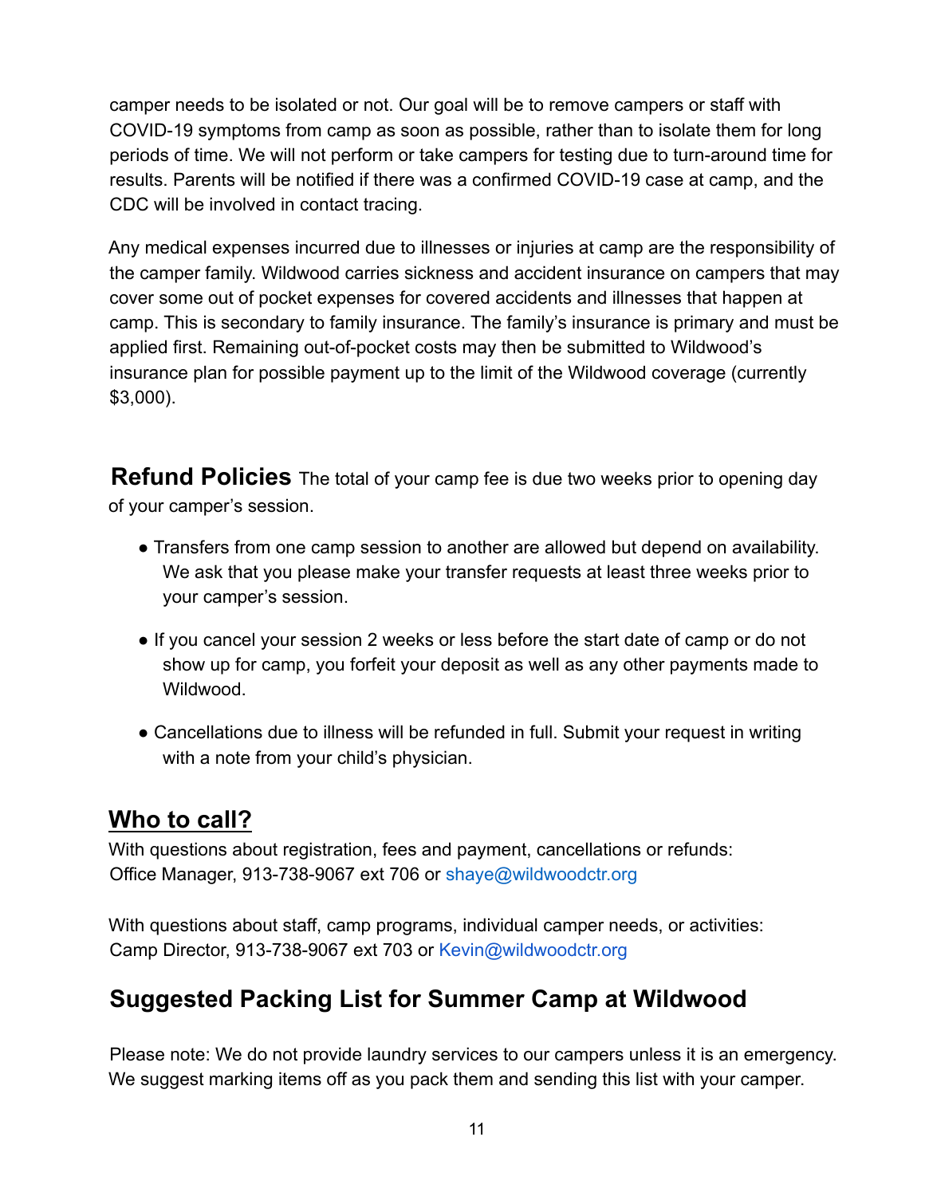camper needs to be isolated or not. Our goal will be to remove campers or staff with COVID-19 symptoms from camp as soon as possible, rather than to isolate them for long periods of time. We will not perform or take campers for testing due to turn-around time for results. Parents will be notified if there was a confirmed COVID-19 case at camp, and the CDC will be involved in contact tracing.

Any medical expenses incurred due to illnesses or injuries at camp are the responsibility of the camper family. Wildwood carries sickness and accident insurance on campers that may cover some out of pocket expenses for covered accidents and illnesses that happen at camp. This is secondary to family insurance. The family's insurance is primary and must be applied first. Remaining out-of-pocket costs may then be submitted to Wildwood's insurance plan for possible payment up to the limit of the Wildwood coverage (currently $3,000).

**Refund Policies** The total of your camp fee is due two weeks prior to opening day of your camper's session.

- Transfers from one camp session to another are allowed but depend on availability. We ask that you please make your transfer requests at least three weeks prior to your camper's session.
- If you cancel your session 2 weeks or less before the start date of camp or do not show up for camp, you forfeit your deposit as well as any other payments made to Wildwood.
- Cancellations due to illness will be refunded in full. Submit your request in writing with a note from your child's physician.

## Who to call?

With questions about registration, fees and payment, cancellations or refunds:
Office Manager, 913-738-9067 ext 706 or shaye@wildwoodctr.org

With questions about staff, camp programs, individual camper needs, or activities:
Camp Director, 913-738-9067 ext 703 or Kevin@wildwoodctr.org

## Suggested Packing List for Summer Camp at Wildwood

Please note: We do not provide laundry services to our campers unless it is an emergency. We suggest marking items off as you pack them and sending this list with your camper.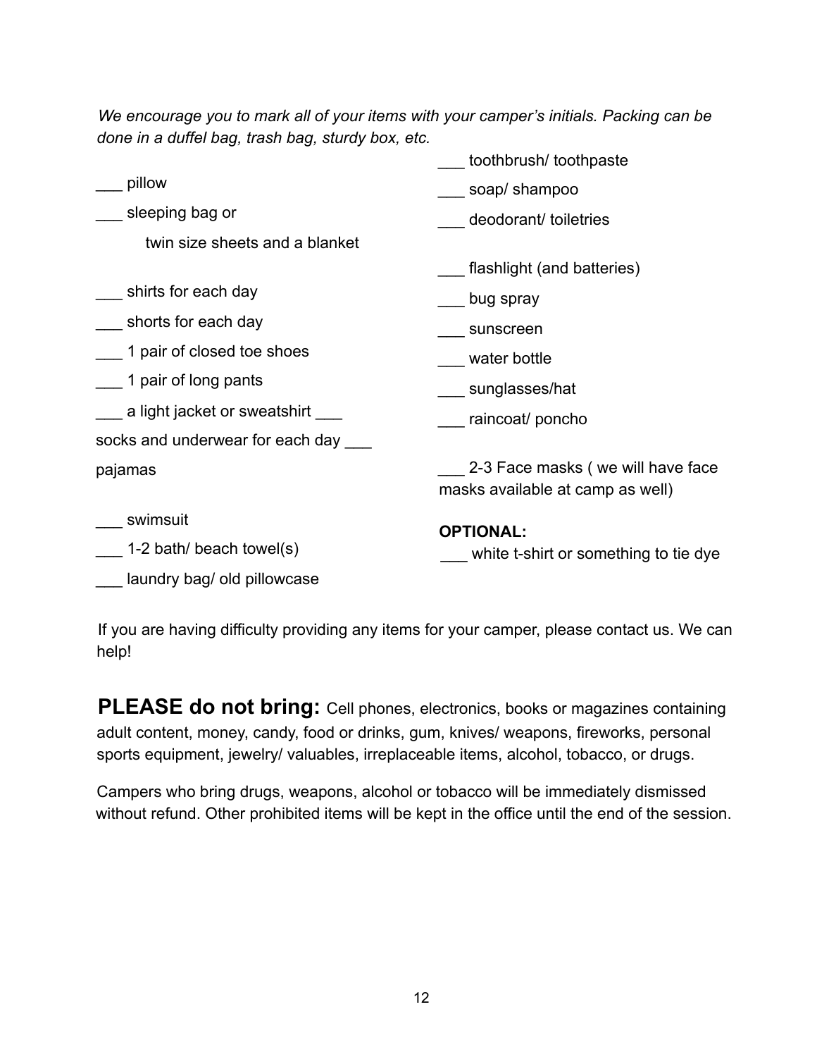*We encourage you to mark all of your items with your camper's initials. Packing can be done in a duffel bag, trash bag, sturdy box, etc.*

___ pillow

___ sleeping bag or
twin size sheets and a blanket

___ shirts for each day

___ shorts for each day

___ 1 pair of closed toe shoes

___ 1 pair of long pants

___ a light jacket or sweatshirt ___
socks and underwear for each day ___
pajamas

___ swimsuit

___ 1-2 bath/ beach towel(s)

___ laundry bag/ old pillowcase

___ toothbrush/ toothpaste

___ soap/ shampoo

___ deodorant/ toiletries

___ flashlight (and batteries)

___ bug spray

___ sunscreen

___ water bottle

___ sunglasses/hat

___ raincoat/ poncho

___ 2-3 Face masks ( we will have face masks available at camp as well)

**OPTIONAL:**

___ white t-shirt or something to tie dye

If you are having difficulty providing any items for your camper, please contact us. We can help!

**PLEASE do not bring:** Cell phones, electronics, books or magazines containing adult content, money, candy, food or drinks, gum, knives/ weapons, fireworks, personal sports equipment, jewelry/ valuables, irreplaceable items, alcohol, tobacco, or drugs.

Campers who bring drugs, weapons, alcohol or tobacco will be immediately dismissed without refund. Other prohibited items will be kept in the office until the end of the session.